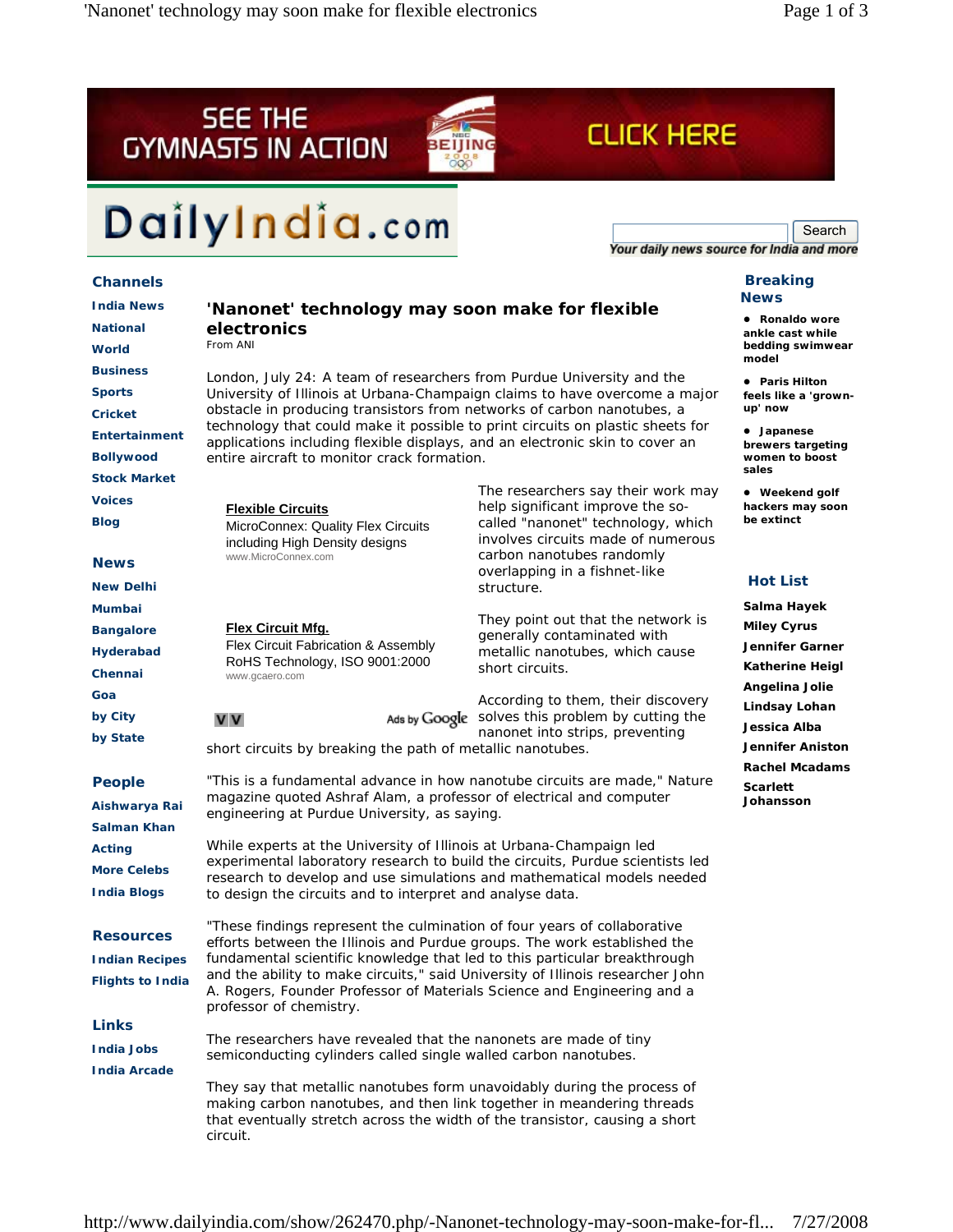# 'Nanonet' technology may soon make for flexible electronics

From ANI

London, July 24: A team of researchers from Purdue University and the University of Illinois at Urbana-Champaign claims to have overcome a major obstacle in producing transistors from networks of carbon nanotubes, a technology that could make it possible to print circuits on plastic sheets for applications including flexible displays, and an electronic skin to cover an entire aircraft to monitor crack formation.

The researchers say their work may help significant improve the so-called "nanonet" technology, which involves circuits made of numerous carbon nanotubes randomly overlapping in a fishnet-like structure.

They point out that the network is generally contaminated with metallic nanotubes, which cause short circuits.

According to them, their discovery solves this problem by cutting the nanonet into strips, preventing short circuits by breaking the path of metallic nanotubes.

"This is a fundamental advance in how nanotube circuits are made," Nature magazine quoted Ashraf Alam, a professor of electrical and computer engineering at Purdue University, as saying.

While experts at the University of Illinois at Urbana-Champaign led experimental laboratory research to build the circuits, Purdue scientists led research to develop and use simulations and mathematical models needed to design the circuits and to interpret and analyse data.

"These findings represent the culmination of four years of collaborative efforts between the Illinois and Purdue groups. The work established the fundamental scientific knowledge that led to this particular breakthrough and the ability to make circuits," said University of Illinois researcher John A. Rogers, Founder Professor of Materials Science and Engineering and a professor of chemistry.

The researchers have revealed that the nanonets are made of tiny semiconducting cylinders called single walled carbon nanotubes.

They say that metallic nanotubes form unavoidably during the process of making carbon nanotubes, and then link together in meandering threads that eventually stretch across the width of the transistor, causing a short circuit.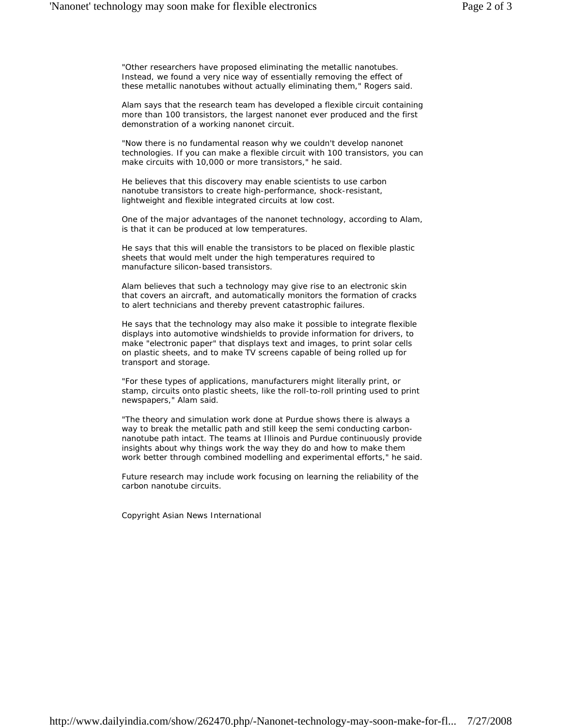"Other researchers have proposed eliminating the metallic nanotubes. Instead, we found a very nice way of essentially removing the effect of these metallic nanotubes without actually eliminating them," Rogers said.

Alam says that the research team has developed a flexible circuit containing more than 100 transistors, the largest nanonet ever produced and the first demonstration of a working nanonet circuit.

"Now there is no fundamental reason why we couldn't develop nanonet technologies. If you can make a flexible circuit with 100 transistors, you can make circuits with 10,000 or more transistors," he said.

He believes that this discovery may enable scientists to use carbon nanotube transistors to create high-performance, shock-resistant, lightweight and flexible integrated circuits at low cost.

One of the major advantages of the nanonet technology, according to Alam, is that it can be produced at low temperatures.

He says that this will enable the transistors to be placed on flexible plastic sheets that would melt under the high temperatures required to manufacture silicon-based transistors.

Alam believes that such a technology may give rise to an electronic skin that covers an aircraft, and automatically monitors the formation of cracks to alert technicians and thereby prevent catastrophic failures.

He says that the technology may also make it possible to integrate flexible displays into automotive windshields to provide information for drivers, to make "electronic paper" that displays text and images, to print solar cells on plastic sheets, and to make TV screens capable of being rolled up for transport and storage.

"For these types of applications, manufacturers might literally print, or stamp, circuits onto plastic sheets, like the roll-to-roll printing used to print newspapers," Alam said.

"The theory and simulation work done at Purdue shows there is always a way to break the metallic path and still keep the semi conducting carbon-nanotube path intact. The teams at Illinois and Purdue continuously provide insights about why things work the way they do and how to make them work better through combined modelling and experimental efforts," he said.

Future research may include work focusing on learning the reliability of the carbon nanotube circuits.

Copyright Asian News International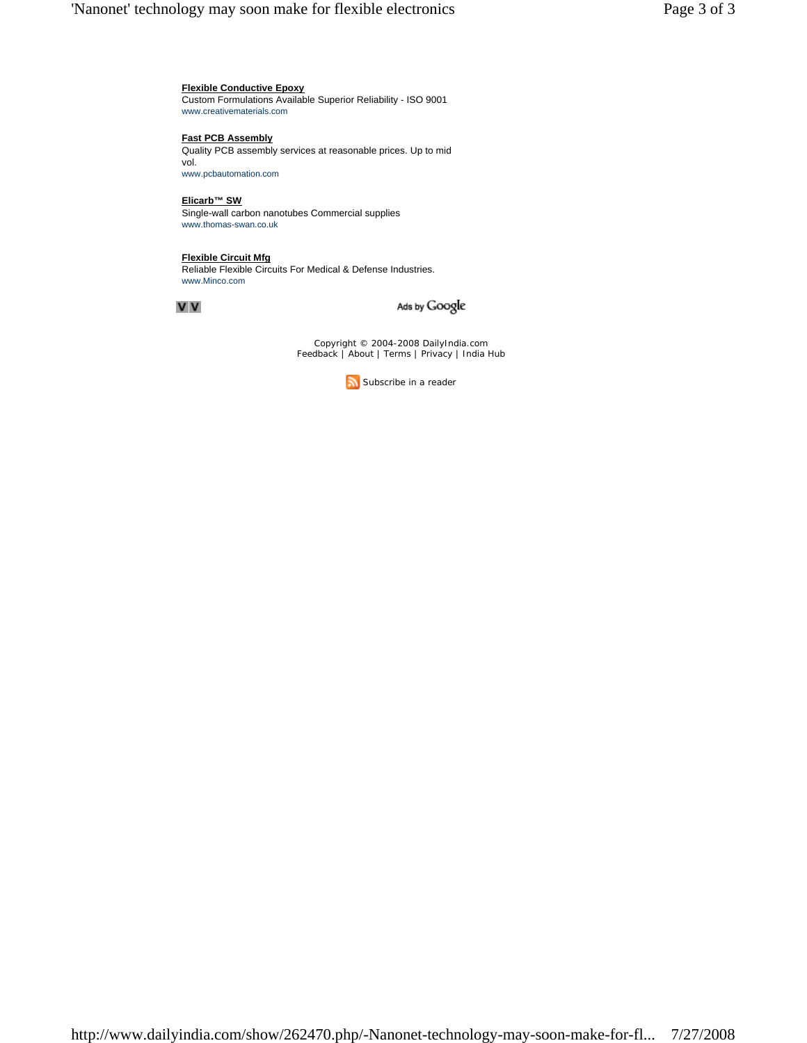**Flexible Conductive Epoxy**
Custom Formulations Available Superior Reliability - ISO 9001
www.creativematerials.com

**Fast PCB Assembly**
Quality PCB assembly services at reasonable prices. Up to mid vol.
www.pcbautomation.com

**Elicarb™ SW**
Single-wall carbon nanotubes Commercial supplies
www.thomas-swan.co.uk

**Flexible Circuit Mfg**
Reliable Flexible Circuits For Medical & Defense Industries.
www.Minco.com

Ads by Google

Copyright © 2004-2008 DailyIndia.com
Feedback | About | Terms | Privacy | India Hub

Subscribe in a reader